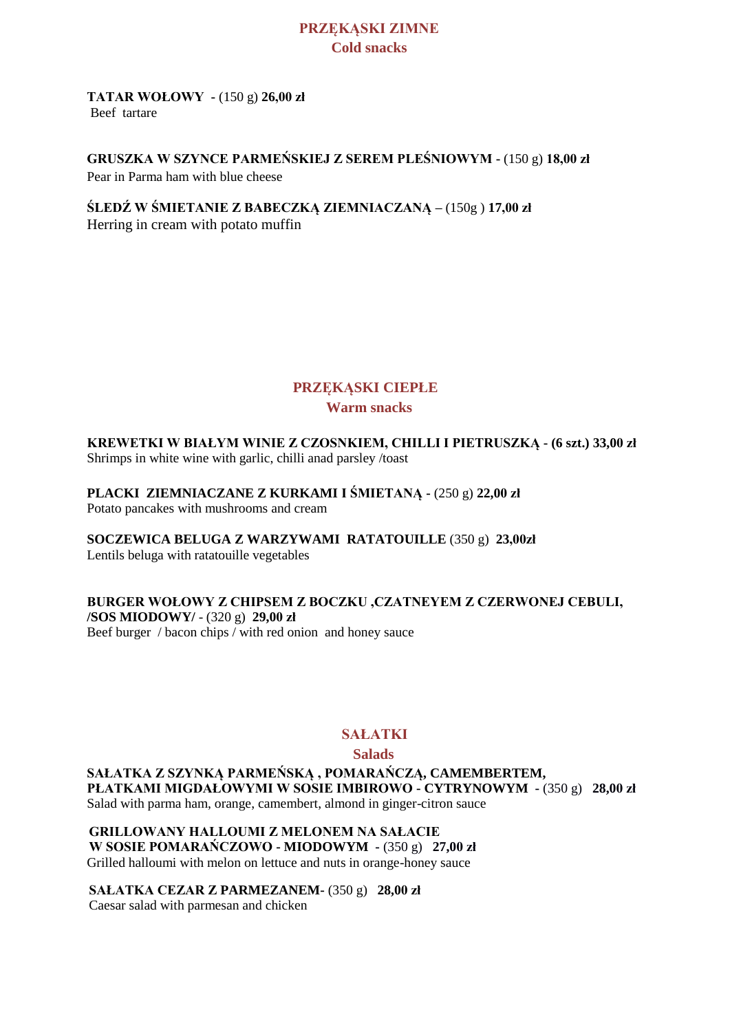## PRZĘKĄSKI ZIMNE
## Cold snacks

**TATAR WOŁOWY -** (150 g) **26,00 zł**
Beef tartare

**GRUSZKA W SZYNCE PARMEŃSKIEJ Z SEREM PLEŚNIOWYM -** (150 g) **18,00 zł**
Pear in Parma ham with blue cheese

**ŚLEDŹ W ŚMIETANIE Z BABECZKĄ ZIEMNIACZANĄ –** (150g ) **17,00 zł**
Herring in cream with potato muffin

## PRZĘKĄSKI CIEPŁE
## Warm snacks

**KREWETKI W BIAŁYM WINIE Z CZOSNKIEM, CHILLI I PIETRUSZKĄ - (6 szt.) 33,00 zł**
Shrimps in white wine with garlic, chilli anad parsley /toast

**PLACKI ZIEMNIACZANE Z KURKAMI I ŚMIETANĄ -** (250 g) **22,00 zł**
Potato pancakes with mushrooms and cream

**SOCZEWICA BELUGA Z WARZYWAMI RATATOUILLE** (350 g) **23,00zł**
Lentils beluga with ratatouille vegetables

**BURGER WOŁOWY Z CHIPSEM Z BOCZKU ,CZATNEYEM Z CZERWONEJ CEBULI, /SOS MIODOWY/ -** (320 g) **29,00 zł**
Beef burger / bacon chips / with red onion and honey sauce

## SAŁATKI
## Salads

**SAŁATKA Z SZYNKĄ PARMEŃSKĄ , POMARAŃCZĄ, CAMEMBERTEM, PŁATKAMI MIGDAŁOWYMI W SOSIE IMBIROWO - CYTRYNOWYM -** (350 g) **28,00 zł**
Salad with parma ham, orange, camembert, almond in ginger-citron sauce

**GRILLOWANY HALLOUMI Z MELONEM NA SAŁACIE W SOSIE POMARAŃCZOWO - MIODOWYM -** (350 g) **27,00 zł**
Grilled halloumi with melon on lettuce and nuts in orange-honey sauce

**SAŁATKA CEZAR Z PARMEZANEM-** (350 g) **28,00 zł**
Caesar salad with parmesan and chicken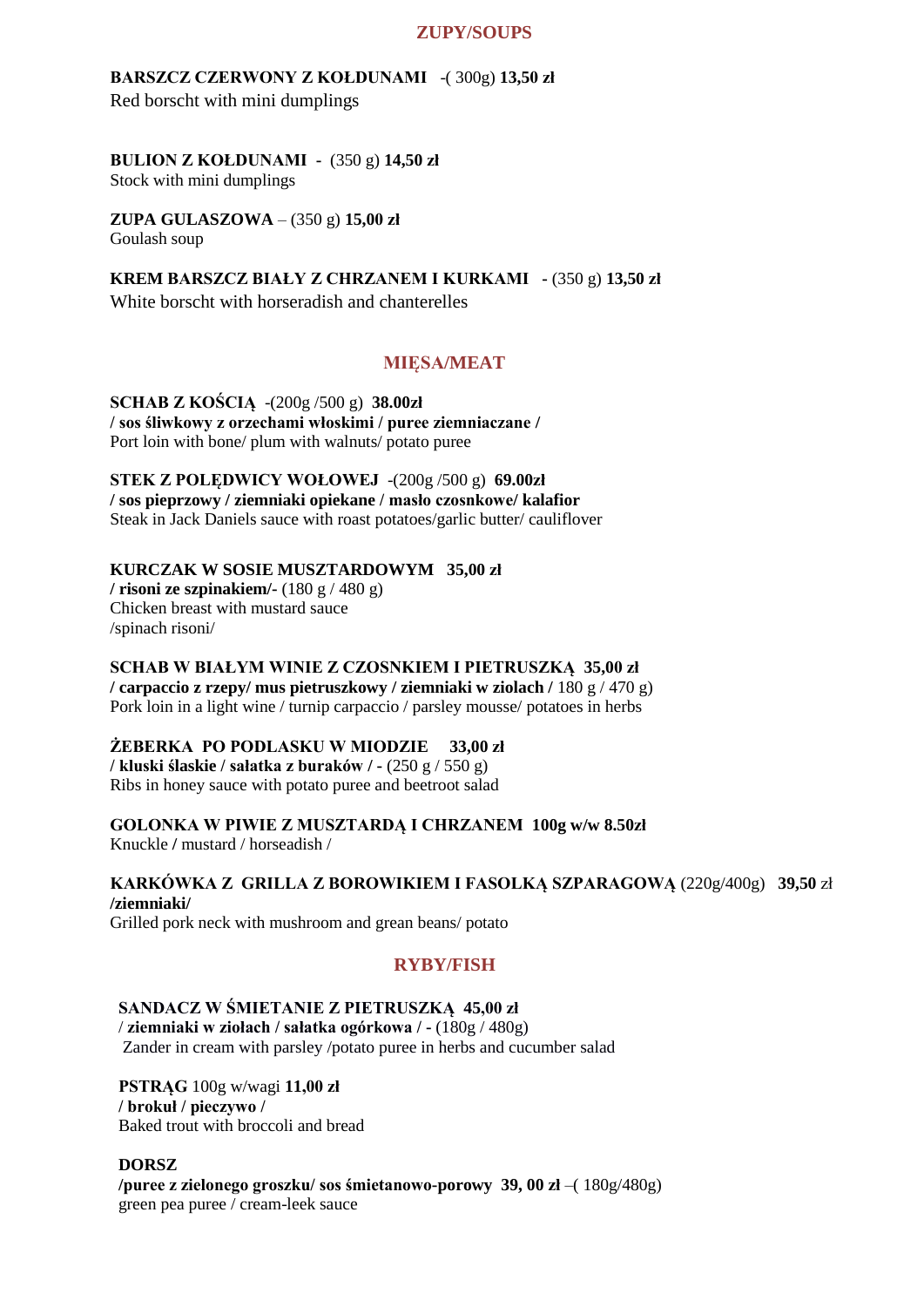## ZUPY/SOUPS

**BARSZCZ CZERWONY Z KOŁDUNAMI** -( 300g) **13,50 zł**
Red borscht with mini dumplings

**BULION Z KOŁDUNAMI** - (350 g) **14,50 zł**
Stock with mini dumplings

**ZUPA GULASZOWA** – (350 g) **15,00 zł**
Goulash soup

**KREM BARSZCZ BIAŁY Z CHRZANEM I KURKAMI** - (350 g) **13,50 zł**
White borscht with horseradish and chanterelles

## MIĘSA/MEAT

**SCHAB Z KOŚCIĄ** -(200g /500 g) **38.00zł**
**/ sos śliwkowy z orzechami włoskimi / puree ziemniaczane /**
Port loin with bone/ plum with walnuts/ potato puree

**STEK Z POLĘDWICY WOŁOWEJ** -(200g /500 g) **69.00zł**
**/ sos pieprzowy / ziemniaki opiekane / masło czosnkowe/ kalafior**
Steak in Jack Daniels sauce with roast potatoes/garlic butter/ cauliflover

**KURCZAK W SOSIE MUSZTARDOWYM 35,00 zł**
**/ risoni ze szpinakiem/-** (180 g / 480 g)
Chicken breast with mustard sauce
/spinach risoni/

**SCHAB W BIAŁYM WINIE Z CZOSNKIEM I PIETRUSZKĄ 35,00 zł**
**/ carpaccio z rzepy/ mus pietruszkowy / ziemniaki w ziołach /** 180 g / 470 g)
Pork loin in a light wine / turnip carpaccio / parsley mousse/ potatoes in herbs

**ŻEBERKA PO PODLASKU W MIODZIE 33,00 zł**
**/ kluski ślaskie / sałatka z buraków / -** (250 g / 550 g)
Ribs in honey sauce with potato puree and beetroot salad

**GOLONKA W PIWIE Z MUSZTARDĄ I CHRZANEM 100g w/w 8.50zł**
Knuckle / mustard / horseadish /

**KARKÓWKA Z GRILLA Z BOROWIKIEM I FASOLKĄ SZPARAGOWĄ** (220g/400g) **39,50** zł
**/ziemniaki/**
Grilled pork neck with mushroom and grean beans/ potato

## RYBY/FISH

**SANDACZ W ŚMIETANIE Z PIETRUSZKĄ 45,00 zł**
**/ ziemniaki w ziołach / sałatka ogórkowa / -** (180g / 480g)
Zander in cream with parsley /potato puree in herbs and cucumber salad

**PSTRĄG** 100g w/wagi **11,00 zł**
**/ brokuł / pieczywo /**
Baked trout with broccoli and bread

**DORSZ**
**/puree z zielonego groszku/ sos śmietanowo-porowy 39, 00 zł** –( 180g/480g)
green pea puree / cream-leek sauce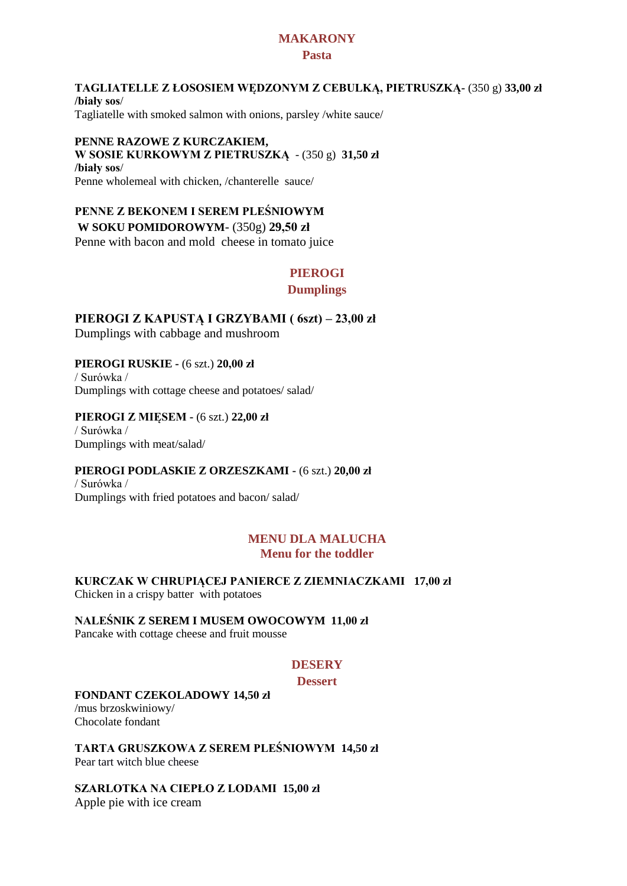## MAKARONY
### Pasta

**TAGLIATELLE Z ŁOSOSIEM WĘDZONYM Z CEBULKĄ, PIETRUSZKĄ-** (350 g) **33,00 zł**
**/biały sos/**
Tagliatelle with smoked salmon with onions, parsley /white sauce/

**PENNE RAZOWE Z KURCZAKIEM,**
**W SOSIE KURKOWYM Z PIETRUSZKĄ** - (350 g) **31,50 zł**
**/biały sos/**
Penne wholemeal with chicken, /chanterelle sauce/

**PENNE Z BEKONEM I SEREM PLEŚNIOWYM**
**W SOKU POMIDOROWYM-** (350g) **29,50 zł**
Penne with bacon and mold cheese in tomato juice

## PIEROGI
### Dumplings

**PIEROGI Z KAPUSTĄ I GRZYBAMI ( 6szt) – 23,00 zł**
Dumplings with cabbage and mushroom

**PIEROGI RUSKIE -** (6 szt.) **20,00 zł**
/ Surówka /
Dumplings with cottage cheese and potatoes/ salad/

**PIEROGI Z MIĘSEM -** (6 szt.) **22,00 zł**
/ Surówka /
Dumplings with meat/salad/

**PIEROGI PODLASKIE Z ORZESZKAMI -** (6 szt.) **20,00 zł**
/ Surówka /
Dumplings with fried potatoes and bacon/ salad/

## MENU DLA MALUCHA
### Menu for the toddler

**KURCZAK W CHRUPIĄCEJ PANIERCE Z ZIEMNIACZKAMI 17,00 zł**
Chicken in a crispy batter with potatoes

**NALEŚNIK Z SEREM I MUSEM OWOCOWYM 11,00 zł**
Pancake with cottage cheese and fruit mousse

## DESERY
### Dessert

**FONDANT CZEKOLADOWY 14,50 zł**
/mus brzoskwiniowy/
Chocolate fondant

**TARTA GRUSZKOWA Z SEREM PLEŚNIOWYM 14,50 zł**
Pear tart witch blue cheese

**SZARLOTKA NA CIEPŁO Z LODAMI 15,00 zł**
Apple pie with ice cream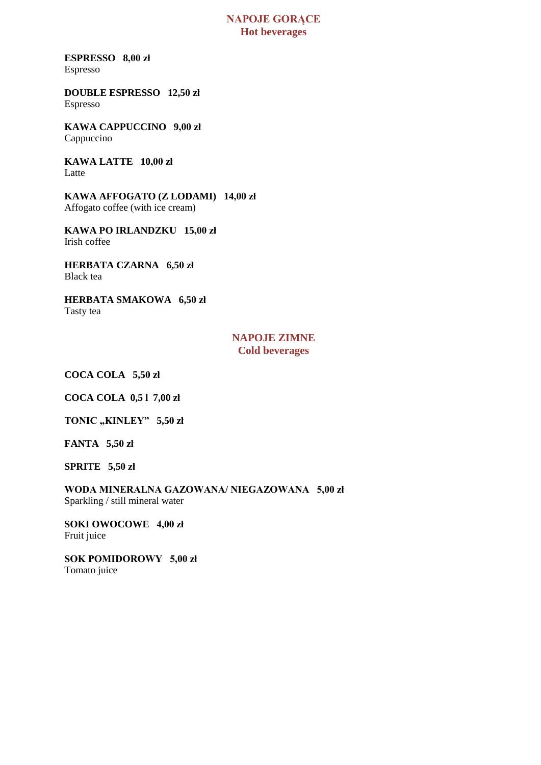## NAPOJE GORĄCE
## Hot beverages

**ESPRESSO   8,00 zł**
Espresso

**DOUBLE ESPRESSO   12,50 zł**
Espresso

**KAWA CAPPUCCINO   9,00 zł**
Cappuccino

**KAWA LATTE   10,00 zł**
Latte

**KAWA AFFOGATO (Z LODAMI)   14,00 zł**
Affogato coffee (with ice cream)

**KAWA PO IRLANDZKU   15,00 zł**
Irish coffee

**HERBATA CZARNA   6,50 zł**
Black tea

**HERBATA SMAKOWA   6,50 zł**
Tasty tea

## NAPOJE ZIMNE
## Cold beverages

**COCA COLA   5,50 zł**

**COCA COLA  0,5 l  7,00 zł**

**TONIC „KINLEY"   5,50 zł**

**FANTA   5,50 zł**

**SPRITE   5,50 zł**

**WODA MINERALNA GAZOWANA/ NIEGAZOWANA   5,00 zł**
Sparkling / still mineral water

**SOKI OWOCOWE   4,00 zł**
Fruit juice

**SOK POMIDOROWY   5,00 zł**
Tomato juice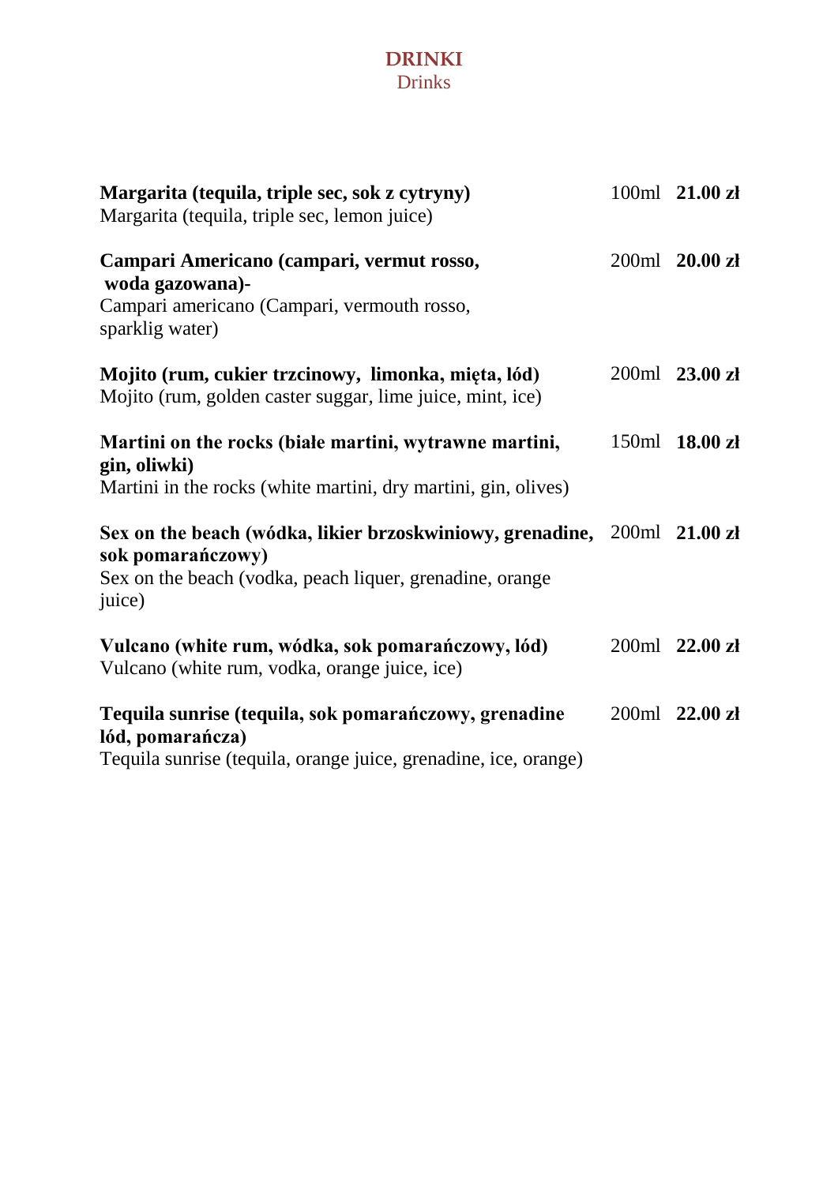# DRINKI
Drinks

| | | |
|---|---|---|
| **Margarita (tequila, triple sec, sok z cytryny)**<br>Margarita (tequila, triple sec, lemon juice) | 100ml | **21.00 zł** |
| **Campari Americano (campari, vermut rosso, woda gazowana)-**<br>Campari americano (Campari, vermouth rosso, sparklig water) | 200ml | **20.00 zł** |
| **Mojito (rum, cukier trzcinowy, limonka, mięta, lód)**<br>Mojito (rum, golden caster suggar, lime juice, mint, ice) | 200ml | **23.00 zł** |
| **Martini on the rocks (białe martini, wytrawne martini, gin, oliwki)**<br>Martini in the rocks (white martini, dry martini, gin, olives) | 150ml | **18.00 zł** |
| **Sex on the beach (wódka, likier brzoskwiniowy, grenadine, sok pomarańczowy)**<br>Sex on the beach (vodka, peach liquer, grenadine, orange juice) | 200ml | **21.00 zł** |
| **Vulcano (white rum, wódka, sok pomarańczowy, lód)**<br>Vulcano (white rum, vodka, orange juice, ice) | 200ml | **22.00 zł** |
| **Tequila sunrise (tequila, sok pomarańczowy, grenadine lód, pomarańcza)**<br>Tequila sunrise (tequila, orange juice, grenadine, ice, orange) | 200ml | **22.00 zł** |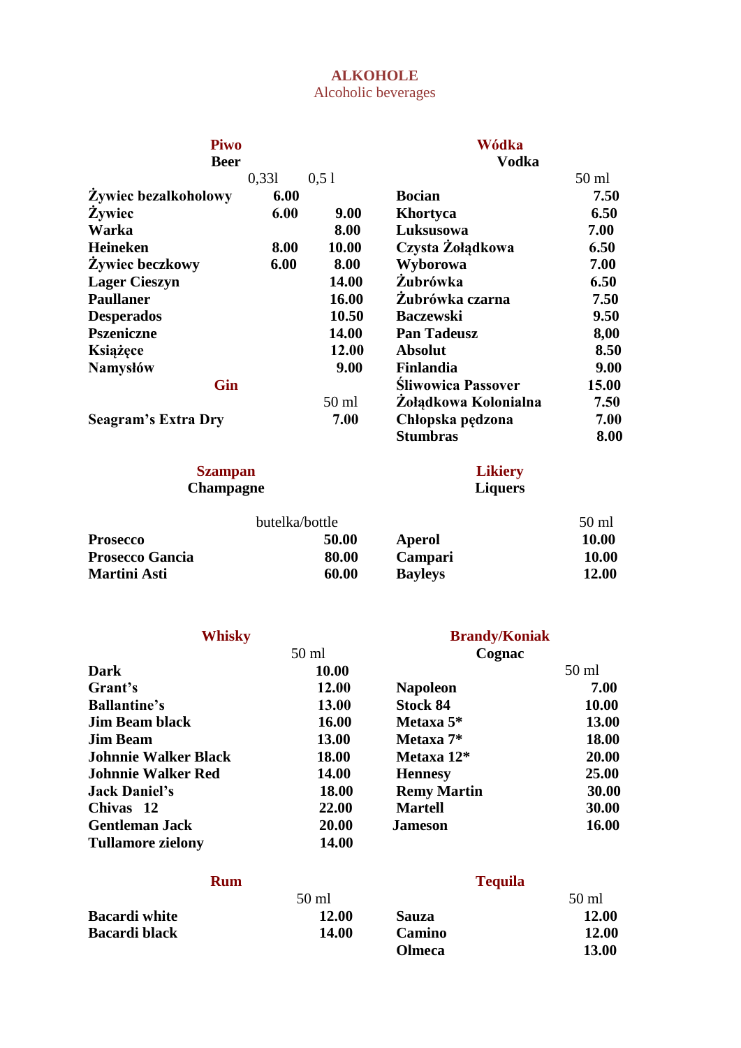# ALKOHOLE
Alcoholic beverages

## Piwo
**Beer**

| | 0,33l | 0,5 l |
|---|---|---|
| **Żywiec bezalkoholowy** | **6.00** | |
| **Żywiec** | **6.00** | **9.00** |
| **Warka** | | **8.00** |
| **Heineken** | **8.00** | **10.00** |
| **Żywiec beczkowy** | **6.00** | **8.00** |
| **Lager Cieszyn** | | **14.00** |
| **Paullaner** | | **16.00** |
| **Desperados** | | **10.50** |
| **Pszeniczne** | | **14.00** |
| **Książęce** | | **12.00** |
| **Namysłów** | | **9.00** |

## Gin

| | 50 ml |
|---|---|
| **Seagram's Extra Dry** | **7.00** |

## Wódka
**Vodka**

| | 50 ml |
|---|---|
| **Bocian** | **7.50** |
| **Khortyca** | **6.50** |
| **Luksusowa** | **7.00** |
| **Czysta Żołądkowa** | **6.50** |
| **Wyborowa** | **7.00** |
| **Żubrówka** | **6.50** |
| **Żubrówka czarna** | **7.50** |
| **Baczewski** | **9.50** |
| **Pan Tadeusz** | **8,00** |
| **Absolut** | **8.50** |
| **Finlandia** | **9.00** |
| **Śliwowica Passover** | **15.00** |
| **Żołądkowa Kolonialna** | **7.50** |
| **Chłopska pędzona** | **7.00** |
| **Stumbras** | **8.00** |

## Szampan
**Champagne**

| | butelka/bottle |
|---|---|
| **Prosecco** | **50.00** |
| **Prosecco Gancia** | **80.00** |
| **Martini Asti** | **60.00** |

## Likiery
**Liquers**

| | 50 ml |
|---|---|
| **Aperol** | **10.00** |
| **Campari** | **10.00** |
| **Bayleys** | **12.00** |

## Whisky

| | 50 ml |
|---|---|
| **Dark** | **10.00** |
| **Grant's** | **12.00** |
| **Ballantine's** | **13.00** |
| **Jim Beam black** | **16.00** |
| **Jim Beam** | **13.00** |
| **Johnnie Walker Black** | **18.00** |
| **Johnnie Walker Red** | **14.00** |
| **Jack Daniel's** | **18.00** |
| **Chivas 12** | **22.00** |
| **Gentleman Jack** | **20.00** |
| **Tullamore zielony** | **14.00** |

## Brandy/Koniak
**Cognac**

| | 50 ml |
|---|---|
| **Napoleon** | **7.00** |
| **Stock 84** | **10.00** |
| **Metaxa 5*** | **13.00** |
| **Metaxa 7*** | **18.00** |
| **Metaxa 12*** | **20.00** |
| **Hennesy** | **25.00** |
| **Remy Martin** | **30.00** |
| **Martell** | **30.00** |
| **Jameson** | **16.00** |

## Rum

| | 50 ml |
|---|---|
| **Bacardi white** | **12.00** |
| **Bacardi black** | **14.00** |

## Tequila

| | 50 ml |
|---|---|
| **Sauza** | **12.00** |
| **Camino** | **12.00** |
| **Olmeca** | **13.00** |